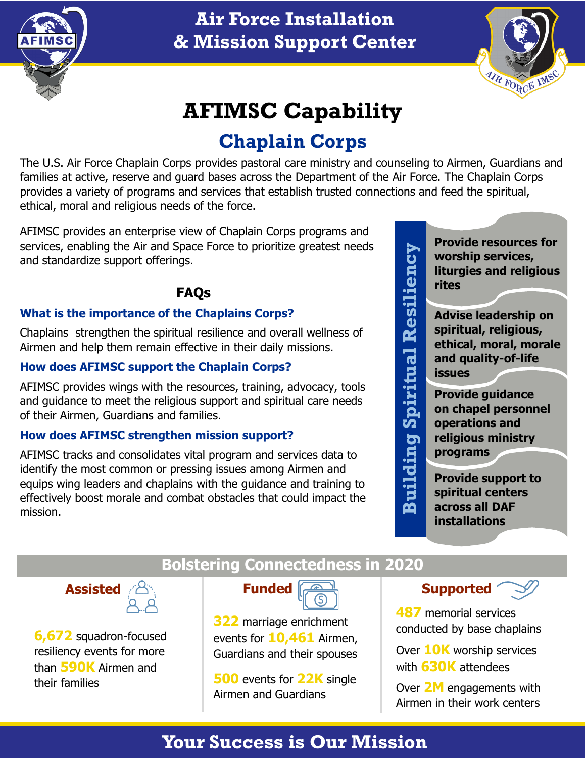# Air Force Installation & Mission Support Center

## AFIMSC Capability

## Chaplain Corps

The U.S. Air Force Chaplain Corps provides pastoral care ministry and counseling to Airmen, Guardians and families at active, reserve and guard bases across the Department of the Air Force. The Chaplain Corps provides a variety of programs and services that establish trusted connections and feed the spiritual, ethical, moral and religious needs of the force.

AFIMSC provides an enterprise view of Chaplain Corps programs and services, enabling the Air and Space Force to prioritize greatest needs and standardize support offerings.

### FAQs

**What is the importance of the Chaplains Corps?**

Chaplains strengthen the spiritual resilience and overall wellness of Airmen and help them remain effective in their daily missions.

**How does AFIMSC support the Chaplain Corps?**

AFIMSC provides wings with the resources, training, advocacy, tools and guidance to meet the religious support and spiritual care needs of their Airmen, Guardians and families.

**How does AFIMSC strengthen mission support?**

AFIMSC tracks and consolidates vital program and services data to identify the most common or pressing issues among Airmen and equips wing leaders and chaplains with the guidance and training to effectively boost morale and combat obstacles that could impact the mission.

### Building Spiritual Resiliency

- **Provide resources for worship services, liturgies and religious rites**
- **Advise leadership on spiritual, religious, ethical, moral, morale and quality-of-life issues**
- **Provide guidance on chapel personnel operations and religious ministry programs**
- **Provide support to spiritual centers across all DAF installations**

## Bolstering Connectedness in 2020

### Assisted

**6,672** squadron-focused resiliency events for more than **590K** Airmen and their families

### Funded

**322** marriage enrichment events for **10,461** Airmen, Guardians and their spouses

**500** events for **22K** single Airmen and Guardians

### Supported

**487** memorial services conducted by base chaplains

Over **10K** worship services with **630K** attendees

Over **2M** engagements with Airmen in their work centers

**Your Success is Our Mission**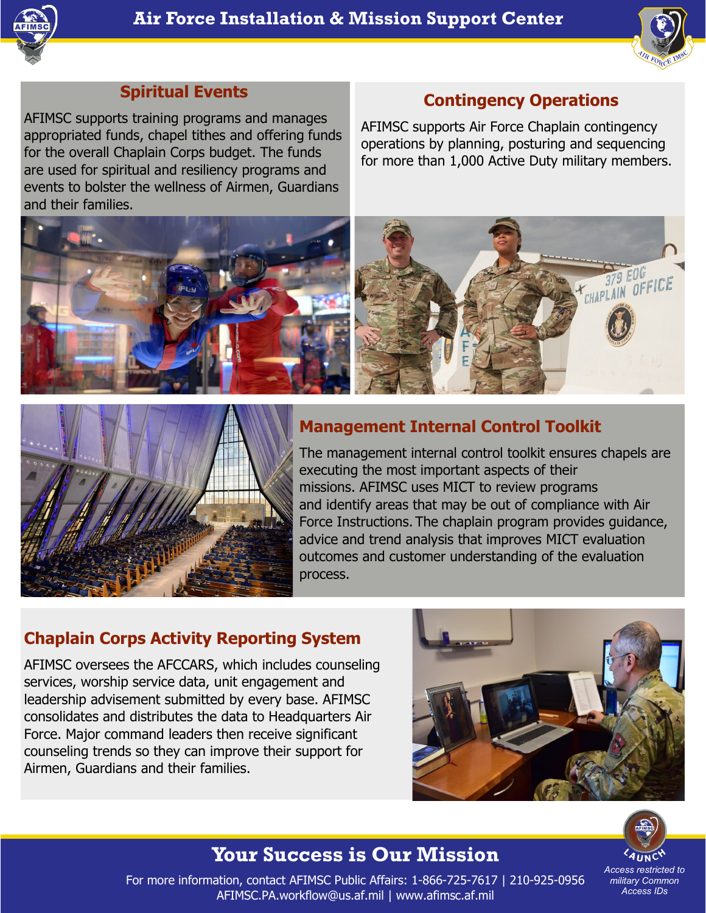## Spiritual Events

AFIMSC supports training programs and manages appropriated funds, chapel tithes and offering funds for the overall Chaplain Corps budget. The funds are used for spiritual and resiliency programs and events to bolster the wellness of Airmen, Guardians and their families.

## Contingency Operations

AFIMSC supports Air Force Chaplain contingency operations by planning, posturing and sequencing for more than 1,000 Active Duty military members.

## Management Internal Control Toolkit

The management internal control toolkit ensures chapels are executing the most important aspects of their missions. AFIMSC uses MICT to review programs and identify areas that may be out of compliance with Air Force Instructions. The chaplain program provides guidance, advice and trend analysis that improves MICT evaluation outcomes and customer understanding of the evaluation process.

## Chaplain Corps Activity Reporting System

AFIMSC oversees the AFCCARS, which includes counseling services, worship service data, unit engagement and leadership advisement submitted by every base. AFIMSC consolidates and distributes the data to Headquarters Air Force. Major command leaders then receive significant counseling trends so they can improve their support for Airmen, Guardians and their families.

# Your Success is Our Mission

For more information, contact AFIMSC Public Affairs: 1-866-725-7617 | 210-925-0956
AFIMSC.PA.workflow@us.af.mil | www.afimsc.af.mil

*Access restricted to military Common Access IDs*